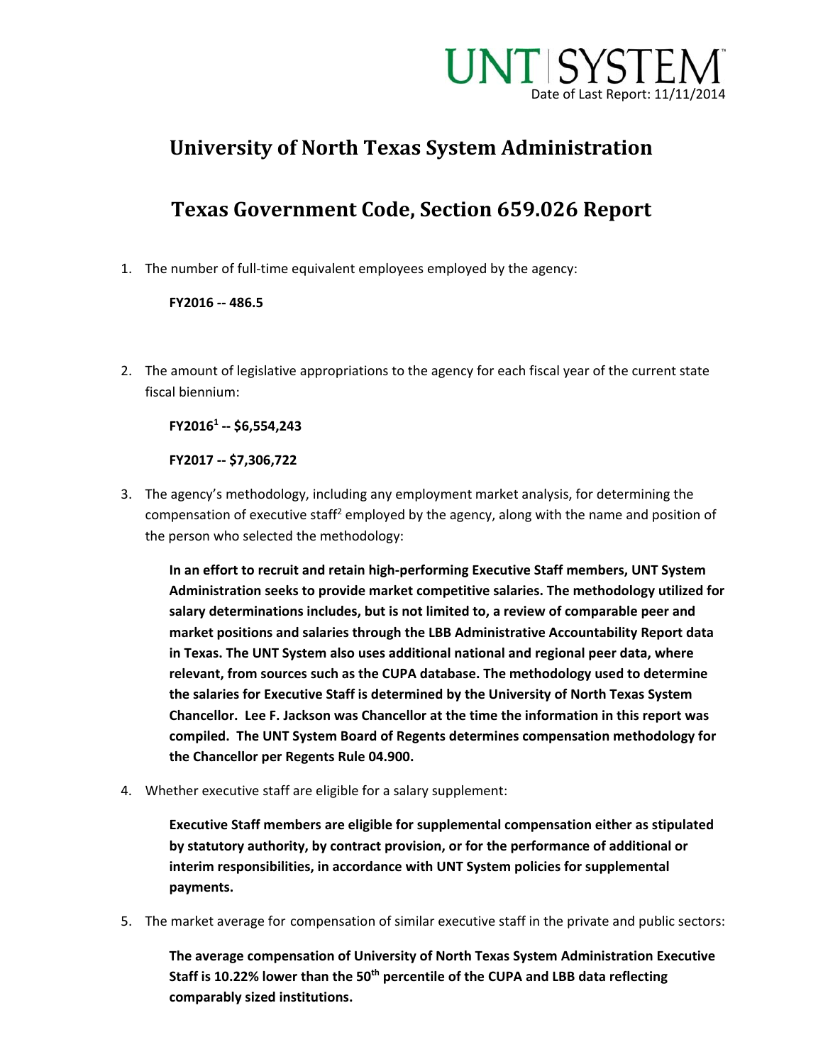UNT | SYSTEM

Date of Last Report: 11/11/2014

# University of North Texas System Administration

# Texas Government Code, Section 659.026 Report

1. The number of full-time equivalent employees employed by the agency:

    **FY2016 -- 486.5**

2. The amount of legislative appropriations to the agency for each fiscal year of the current state fiscal biennium:

    **FY2016[1] -- $6,554,243**

    **FY2017 -- $7,306,722**

3. The agency's methodology, including any employment market analysis, for determining the compensation of executive staff[2] employed by the agency, along with the name and position of the person who selected the methodology:

    **In an effort to recruit and retain high-performing Executive Staff members, UNT System Administration seeks to provide market competitive salaries. The methodology utilized for salary determinations includes, but is not limited to, a review of comparable peer and market positions and salaries through the LBB Administrative Accountability Report data in Texas. The UNT System also uses additional national and regional peer data, where relevant, from sources such as the CUPA database. The methodology used to determine the salaries for Executive Staff is determined by the University of North Texas System Chancellor. Lee F. Jackson was Chancellor at the time the information in this report was compiled. The UNT System Board of Regents determines compensation methodology for the Chancellor per Regents Rule 04.900.**

4. Whether executive staff are eligible for a salary supplement:

    **Executive Staff members are eligible for supplemental compensation either as stipulated by statutory authority, by contract provision, or for the performance of additional or interim responsibilities, in accordance with UNT System policies for supplemental payments.**

5. The market average for compensation of similar executive staff in the private and public sectors:

    **The average compensation of University of North Texas System Administration Executive Staff is 10.22% lower than the 50th percentile of the CUPA and LBB data reflecting comparably sized institutions.**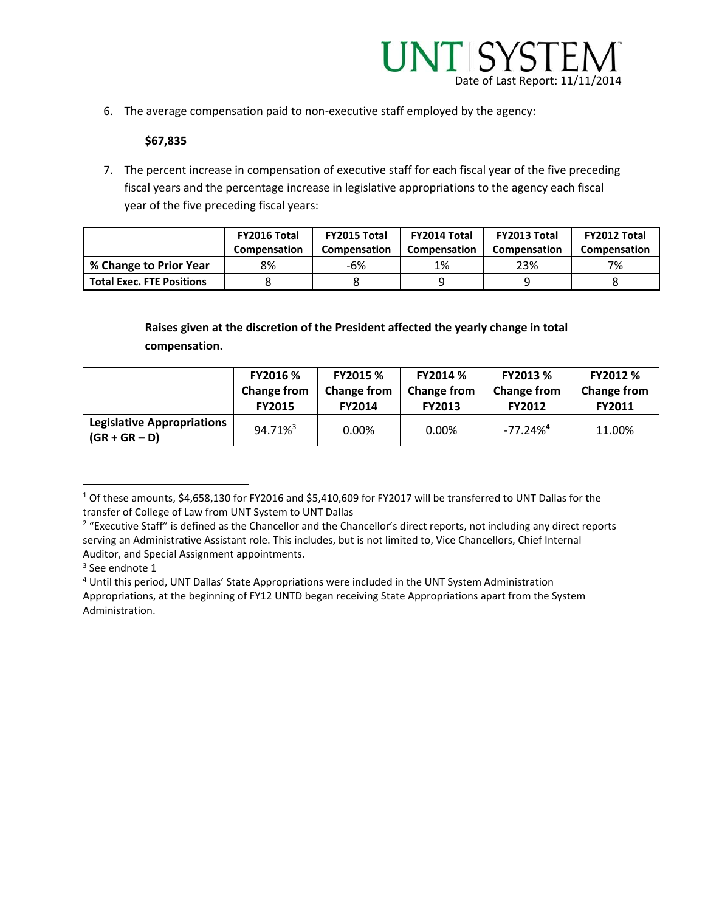6. The average compensation paid to non-executive staff employed by the agency:

   **$67,835**

7. The percent increase in compensation of executive staff for each fiscal year of the five preceding fiscal years and the percentage increase in legislative appropriations to the agency each fiscal year of the five preceding fiscal years:

| | FY2016 Total Compensation | FY2015 Total Compensation | FY2014 Total Compensation | FY2013 Total Compensation | FY2012 Total Compensation |
|---|---|---|---|---|---|
| **% Change to Prior Year** | 8% | -6% | 1% | 23% | 7% |
| **Total Exec. FTE Positions** | 8 | 8 | 9 | 9 | 8 |

**Raises given at the discretion of the President affected the yearly change in total compensation.**

| | FY2016 % Change from FY2015 | FY2015 % Change from FY2014 | FY2014 % Change from FY2013 | FY2013 % Change from FY2012 | FY2012 % Change from FY2011 |
|---|---|---|---|---|---|
| **Legislative Appropriations (GR + GR – D)** | 94.71%[3] | 0.00% | 0.00% | -77.24%[4] | 11.00% |

---

[1] Of these amounts, $4,658,130 for FY2016 and $5,410,609 for FY2017 will be transferred to UNT Dallas for the transfer of College of Law from UNT System to UNT Dallas

[2] "Executive Staff" is defined as the Chancellor and the Chancellor's direct reports, not including any direct reports serving an Administrative Assistant role. This includes, but is not limited to, Vice Chancellors, Chief Internal Auditor, and Special Assignment appointments.

[3] See endnote 1

[4] Until this period, UNT Dallas' State Appropriations were included in the UNT System Administration Appropriations, at the beginning of FY12 UNTD began receiving State Appropriations apart from the System Administration.